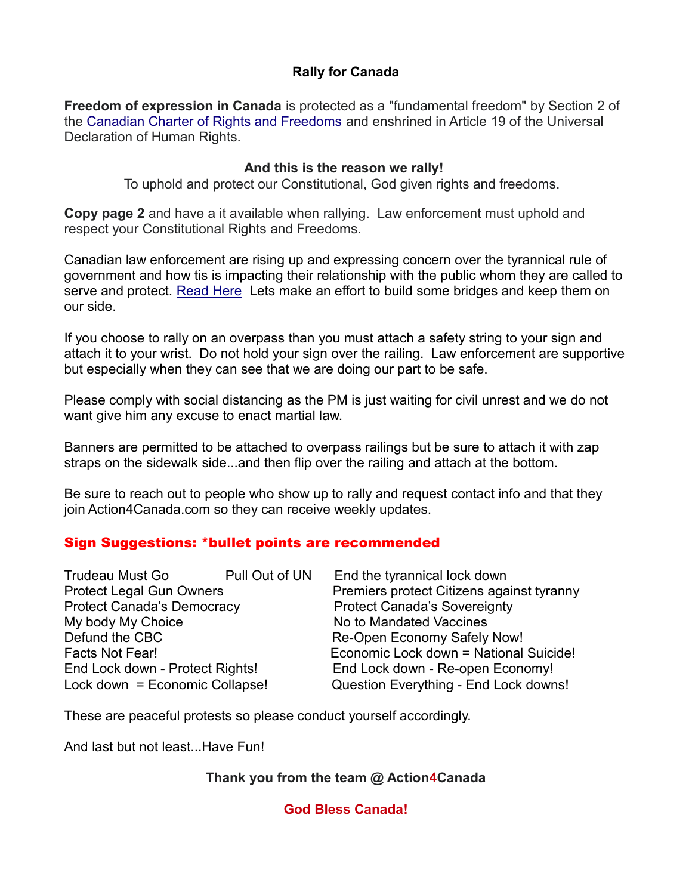## Rally for Canada

**Freedom of expression in Canada** is protected as a "fundamental freedom" by Section 2 of the Canadian Charter of Rights and Freedoms and enshrined in Article 19 of the Universal Declaration of Human Rights.

**And this is the reason we rally!**
To uphold and protect our Constitutional, God given rights and freedoms.

**Copy page 2** and have a it available when rallying. Law enforcement must uphold and respect your Constitutional Rights and Freedoms.

Canadian law enforcement are rising up and expressing concern over the tyrannical rule of government and how tis is impacting their relationship with the public whom they are called to serve and protect. Read Here Lets make an effort to build some bridges and keep them on our side.

If you choose to rally on an overpass than you must attach a safety string to your sign and attach it to your wrist. Do not hold your sign over the railing. Law enforcement are supportive but especially when they can see that we are doing our part to be safe.

Please comply with social distancing as the PM is just waiting for civil unrest and we do not want give him any excuse to enact martial law.

Banners are permitted to be attached to overpass railings but be sure to attach it with zap straps on the sidewalk side...and then flip over the railing and attach at the bottom.

Be sure to reach out to people who show up to rally and request contact info and that they join Action4Canada.com so they can receive weekly updates.

**Sign Suggestions: *bullet points are recommended**

- Trudeau Must Go
- Pull Out of UN
- End the tyrannical lock down
- Protect Legal Gun Owners
- Premiers protect Citizens against tyranny
- Protect Canada's Democracy
- Protect Canada's Sovereignty
- My body My Choice
- No to Mandated Vaccines
- Defund the CBC
- Re-Open Economy Safely Now!
- Facts Not Fear!
- Economic Lock down = National Suicide!
- End Lock down - Protect Rights!
- End Lock down - Re-open Economy!
- Lock down = Economic Collapse!
- Question Everything - End Lock downs!

These are peaceful protests so please conduct yourself accordingly.

And last but not least...Have Fun!

**Thank you from the team @ Action4Canada**

**God Bless Canada!**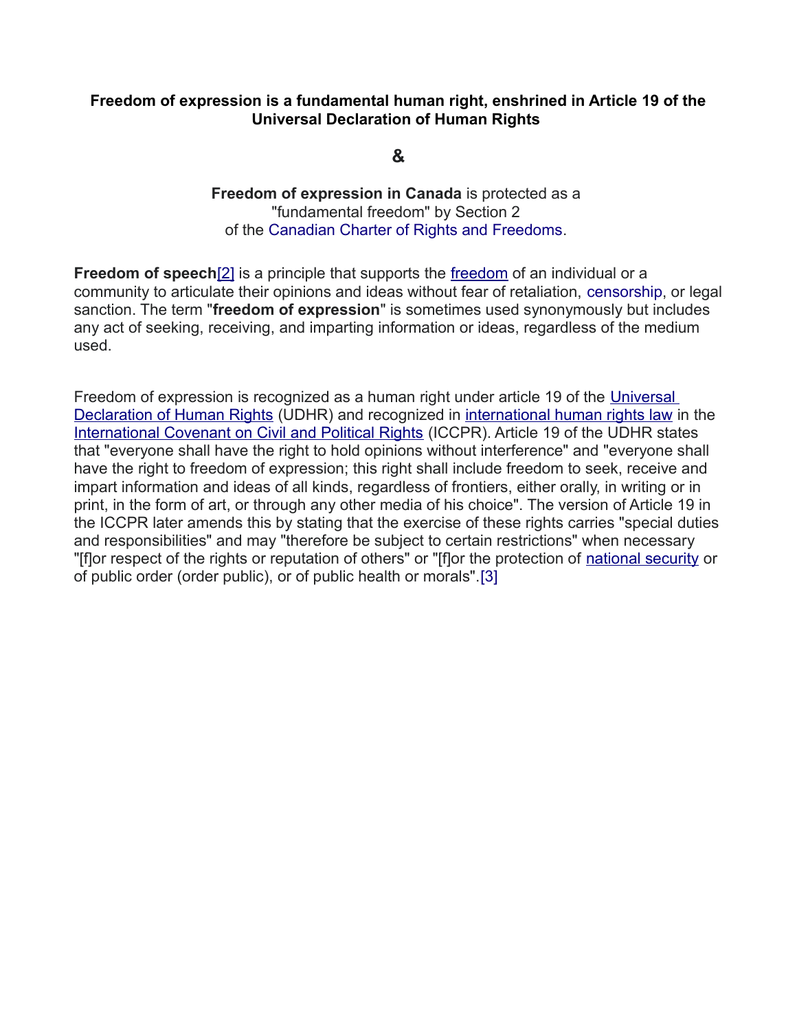**Freedom of expression is a fundamental human right, enshrined in Article 19 of the Universal Declaration of Human Rights**

**&**

**Freedom of expression in Canada** is protected as a "fundamental freedom" by Section 2 of the Canadian Charter of Rights and Freedoms.

**Freedom of speech**[2] is a principle that supports the freedom of an individual or a community to articulate their opinions and ideas without fear of retaliation, censorship, or legal sanction. The term "**freedom of expression**" is sometimes used synonymously but includes any act of seeking, receiving, and imparting information or ideas, regardless of the medium used.

Freedom of expression is recognized as a human right under article 19 of the Universal Declaration of Human Rights (UDHR) and recognized in international human rights law in the International Covenant on Civil and Political Rights (ICCPR). Article 19 of the UDHR states that "everyone shall have the right to hold opinions without interference" and "everyone shall have the right to freedom of expression; this right shall include freedom to seek, receive and impart information and ideas of all kinds, regardless of frontiers, either orally, in writing or in print, in the form of art, or through any other media of his choice". The version of Article 19 in the ICCPR later amends this by stating that the exercise of these rights carries "special duties and responsibilities" and may "therefore be subject to certain restrictions" when necessary "[f]or respect of the rights or reputation of others" or "[f]or the protection of national security or of public order (order public), or of public health or morals".[3]